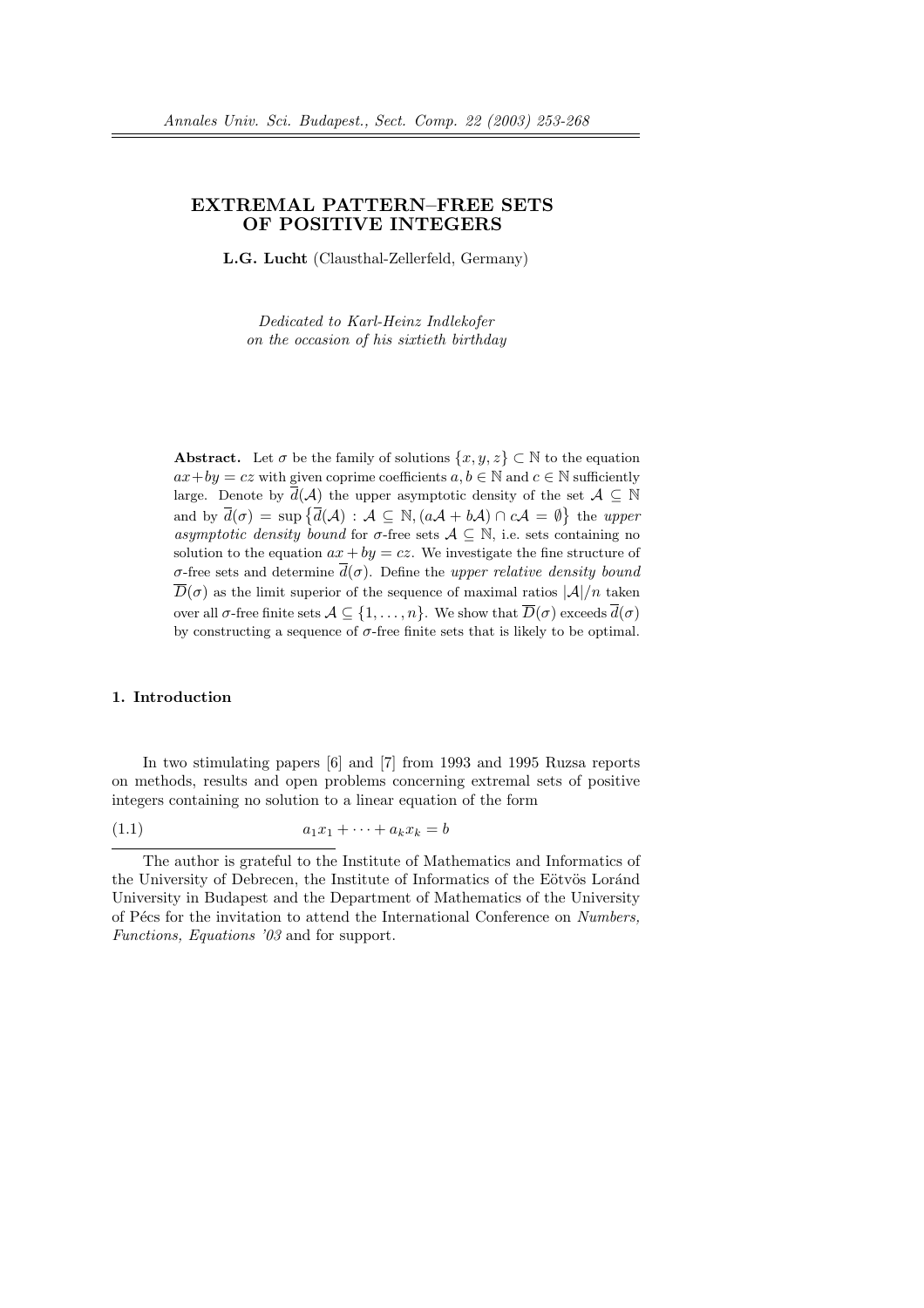# EXTREMAL PATTERN–FREE SETS OF POSITIVE INTEGERS

**L.G. Lucht** (Clausthal-Zellerfeld, Germany)

*Dedicated to Karl-Heinz Indlekofer on the occasion of his sixtieth birthday*

**Abstract.** Let $\sigma$ be the family of solutions $\{x, y, z\} \subset \mathbb{N}$ to the equation $ax + by = cz$ with given coprime coefficients $a, b \in \mathbb{N}$ and $c \in \mathbb{N}$ sufficiently large. Denote by $\overline{d}(\mathcal{A})$ the upper asymptotic density of the set $\mathcal{A} \subseteq \mathbb{N}$ and by $\overline{d}(\sigma) = \sup\{\overline{d}(\mathcal{A}) : \mathcal{A} \subseteq \mathbb{N}, (a\mathcal{A} + b\mathcal{A}) \cap c\mathcal{A} = \emptyset\}$ the *upper asymptotic density bound* for $\sigma$-free sets $\mathcal{A} \subseteq \mathbb{N}$, i.e. sets containing no solution to the equation $ax + by = cz$. We investigate the fine structure of $\sigma$-free sets and determine $\overline{d}(\sigma)$. Define the *upper relative density bound* $\overline{D}(\sigma)$ as the limit superior of the sequence of maximal ratios $|\mathcal{A}|/n$ taken over all $\sigma$-free finite sets $\mathcal{A} \subseteq \{1, \ldots, n\}$. We show that $\overline{D}(\sigma)$ exceeds $\overline{d}(\sigma)$ by constructing a sequence of $\sigma$-free finite sets that is likely to be optimal.

## 1. Introduction

In two stimulating papers [6] and [7] from 1993 and 1995 Ruzsa reports on methods, results and open problems concerning extremal sets of positive integers containing no solution to a linear equation of the form

$$a_1x_1 + \cdots + a_kx_k = b \tag{1.1}$$

The author is grateful to the Institute of Mathematics and Informatics of the University of Debrecen, the Institute of Informatics of the Eötvös Loránd University in Budapest and the Department of Mathematics of the University of Pécs for the invitation to attend the International Conference on *Numbers, Functions, Equations '03* and for support.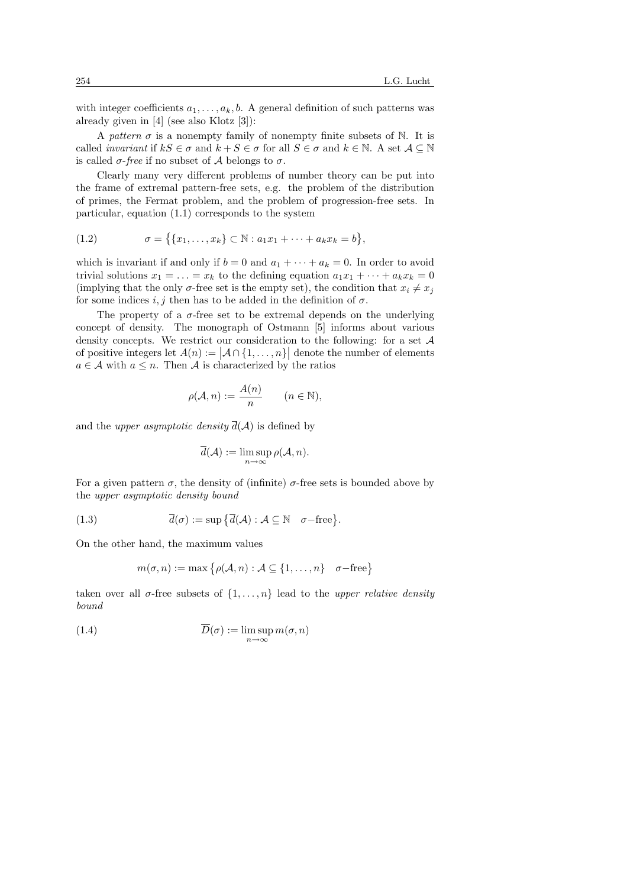with integer coefficients $a_1, \ldots, a_k, b$. A general definition of such patterns was already given in [4] (see also Klotz [3]):

A *pattern* $\sigma$ is a nonempty family of nonempty finite subsets of $\mathbb{N}$. It is called *invariant* if $kS \in \sigma$ and $k + S \in \sigma$ for all $S \in \sigma$ and $k \in \mathbb{N}$. A set $\mathcal{A} \subseteq \mathbb{N}$ is called *$\sigma$-free* if no subset of $\mathcal{A}$ belongs to $\sigma$.

Clearly many very different problems of number theory can be put into the frame of extremal pattern-free sets, e.g. the problem of the distribution of primes, the Fermat problem, and the problem of progression-free sets. In particular, equation (1.1) corresponds to the system

$$\sigma = \big\{\{x_1, \ldots, x_k\} \subset \mathbb{N} : a_1 x_1 + \cdots + a_k x_k = b\big\}, \tag{1.2}$$

which is invariant if and only if $b = 0$ and $a_1 + \cdots + a_k = 0$. In order to avoid trivial solutions $x_1 = \ldots = x_k$ to the defining equation $a_1 x_1 + \cdots + a_k x_k = 0$ (implying that the only $\sigma$-free set is the empty set), the condition that $x_i \neq x_j$ for some indices $i, j$ then has to be added in the definition of $\sigma$.

The property of a $\sigma$-free set to be extremal depends on the underlying concept of density. The monograph of Ostmann [5] informs about various density concepts. We restrict our consideration to the following: for a set $\mathcal{A}$ of positive integers let $A(n) := \big|\mathcal{A} \cap \{1, \ldots, n\}\big|$ denote the number of elements $a \in \mathcal{A}$ with $a \leq n$. Then $\mathcal{A}$ is characterized by the ratios

$$\rho(\mathcal{A}, n) := \frac{A(n)}{n} \qquad (n \in \mathbb{N}),$$

and the *upper asymptotic density* $\overline{d}(\mathcal{A})$ is defined by

$$\overline{d}(\mathcal{A}) := \limsup_{n\to\infty} \rho(\mathcal{A}, n).$$

For a given pattern $\sigma$, the density of (infinite) $\sigma$-free sets is bounded above by the *upper asymptotic density bound*

$$\overline{d}(\sigma) := \sup\big\{\overline{d}(\mathcal{A}) : \mathcal{A} \subseteq \mathbb{N} \quad \sigma\text{−free}\big\}. \tag{1.3}$$

On the other hand, the maximum values

$$m(\sigma, n) := \max\big\{\rho(\mathcal{A}, n) : \mathcal{A} \subseteq \{1, \ldots, n\} \quad \sigma\text{−free}\big\}$$

taken over all $\sigma$-free subsets of $\{1, \ldots, n\}$ lead to the *upper relative density bound*

$$\overline{D}(\sigma) := \limsup_{n\to\infty} m(\sigma, n) \tag{1.4}$$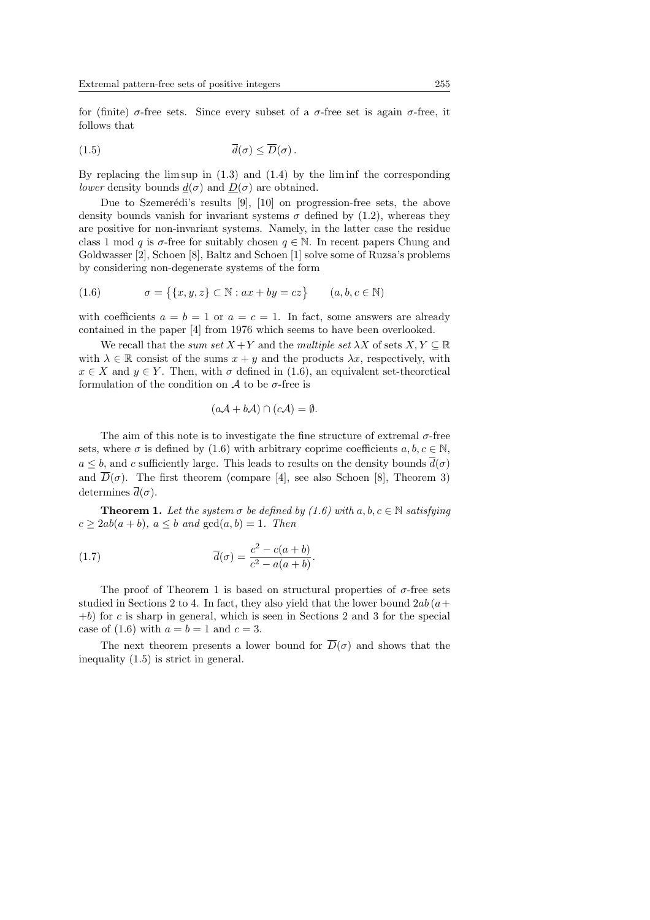for (finite) $\sigma$-free sets. Since every subset of a $\sigma$-free set is again $\sigma$-free, it follows that

$$\overline{d}(\sigma) \leq \overline{D}(\sigma)\,. \tag{1.5}$$

By replacing the lim sup in (1.3) and (1.4) by the lim inf the corresponding *lower* density bounds $\underline{d}(\sigma)$ and $\underline{D}(\sigma)$ are obtained.

Due to Szemerédi's results [9], [10] on progression-free sets, the above density bounds vanish for invariant systems $\sigma$ defined by (1.2), whereas they are positive for non-invariant systems. Namely, in the latter case the residue class 1 mod $q$ is $\sigma$-free for suitably chosen $q \in \mathbb{N}$. In recent papers Chung and Goldwasser [2], Schoen [8], Baltz and Schoen [1] solve some of Ruzsa's problems by considering non-degenerate systems of the form

$$\sigma = \big\{\{x, y, z\} \subset \mathbb{N} : ax + by = cz\big\} \qquad (a, b, c \in \mathbb{N}) \tag{1.6}$$

with coefficients $a = b = 1$ or $a = c = 1$. In fact, some answers are already contained in the paper [4] from 1976 which seems to have been overlooked.

We recall that the *sum set* $X + Y$ and the *multiple set* $\lambda X$ of sets $X, Y \subseteq \mathbb{R}$ with $\lambda \in \mathbb{R}$ consist of the sums $x + y$ and the products $\lambda x$, respectively, with $x \in X$ and $y \in Y$. Then, with $\sigma$ defined in (1.6), an equivalent set-theoretical formulation of the condition on $\mathcal{A}$ to be $\sigma$-free is

$$(a\mathcal{A} + b\mathcal{A}) \cap (c\mathcal{A}) = \emptyset.$$

The aim of this note is to investigate the fine structure of extremal $\sigma$-free sets, where $\sigma$ is defined by (1.6) with arbitrary coprime coefficients $a, b, c \in \mathbb{N}$, $a \leq b$, and $c$ sufficiently large. This leads to results on the density bounds $\overline{d}(\sigma)$ and $\overline{D}(\sigma)$. The first theorem (compare [4], see also Schoen [8], Theorem 3) determines $\overline{d}(\sigma)$.

**Theorem 1.** *Let the system $\sigma$ be defined by (1.6) with $a, b, c \in \mathbb{N}$ satisfying $c \geq 2ab(a + b)$, $a \leq b$ and $\gcd(a, b) = 1$. Then*

$$\overline{d}(\sigma) = \frac{c^2 - c(a + b)}{c^2 - a(a + b)}. \tag{1.7}$$

The proof of Theorem 1 is based on structural properties of $\sigma$-free sets studied in Sections 2 to 4. In fact, they also yield that the lower bound $2ab\,(a+$ $+b)$ for $c$ is sharp in general, which is seen in Sections 2 and 3 for the special case of (1.6) with $a = b = 1$ and $c = 3$.

The next theorem presents a lower bound for $\overline{D}(\sigma)$ and shows that the inequality (1.5) is strict in general.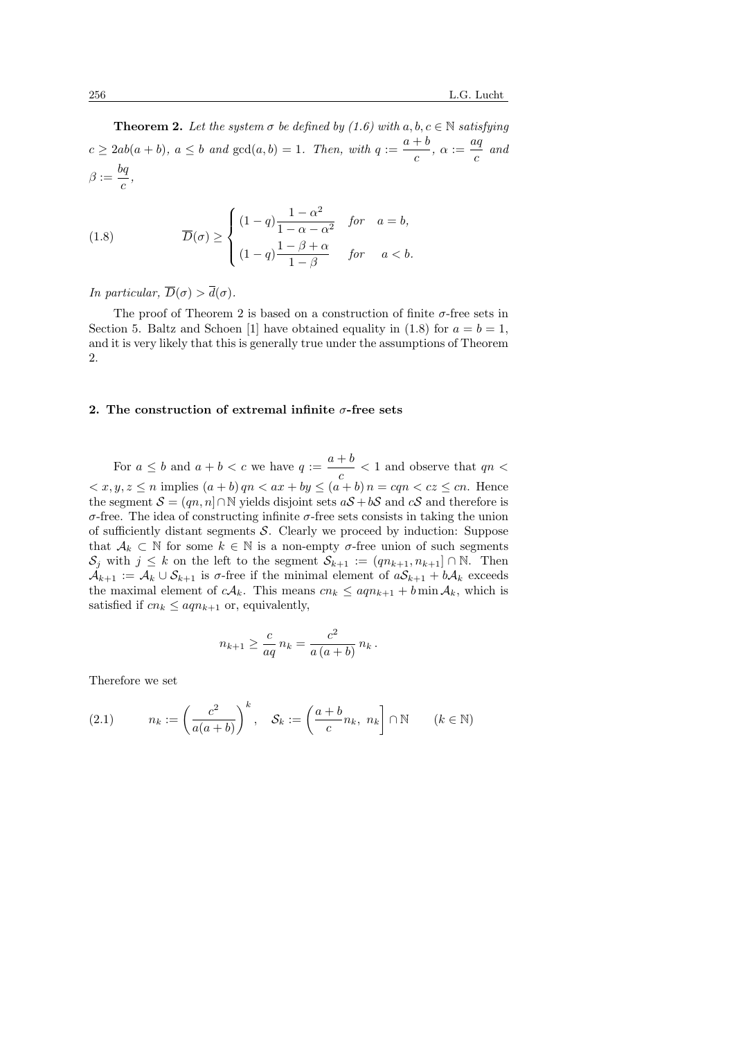**Theorem 2.** *Let the system $\sigma$ be defined by (1.6) with $a, b, c \in \mathbb{N}$ satisfying $c \geq 2ab(a+b)$, $a \leq b$ and $\gcd(a,b) = 1$. Then, with $q := \dfrac{a+b}{c}$, $\alpha := \dfrac{aq}{c}$ and $\beta := \dfrac{bq}{c}$,*

$$\overline{D}(\sigma) \geq \begin{cases} (1-q)\dfrac{1-\alpha^2}{1-\alpha-\alpha^2} & \text{for} \quad a = b, \\[2ex] (1-q)\dfrac{1-\beta+\alpha}{1-\beta} & \text{for} \quad a < b. \end{cases} \tag{1.8}$$

*In particular, $\overline{D}(\sigma) > \overline{d}(\sigma)$.*

The proof of Theorem 2 is based on a construction of finite $\sigma$-free sets in Section 5. Baltz and Schoen [1] have obtained equality in (1.8) for $a = b = 1$, and it is very likely that this is generally true under the assumptions of Theorem 2.

## 2. The construction of extremal infinite $\sigma$-free sets

For $a \leq b$ and $a + b < c$ we have $q := \dfrac{a+b}{c} < 1$ and observe that $qn < x, y, z \leq n$ implies $(a+b)\,qn < ax + by \leq (a+b)\,n = cqn < cz \leq cn$. Hence the segment $\mathcal{S} = (qn, n] \cap \mathbb{N}$ yields disjoint sets $a\mathcal{S} + b\mathcal{S}$ and $c\mathcal{S}$ and therefore is $\sigma$-free. The idea of constructing infinite $\sigma$-free sets consists in taking the union of sufficiently distant segments $\mathcal{S}$. Clearly we proceed by induction: Suppose that $\mathcal{A}_k \subset \mathbb{N}$ for some $k \in \mathbb{N}$ is a non-empty $\sigma$-free union of such segments $\mathcal{S}_j$ with $j \leq k$ on the left to the segment $\mathcal{S}_{k+1} := (qn_{k+1}, n_{k+1}] \cap \mathbb{N}$. Then $\mathcal{A}_{k+1} := \mathcal{A}_k \cup \mathcal{S}_{k+1}$ is $\sigma$-free if the minimal element of $a\mathcal{S}_{k+1} + b\mathcal{A}_k$ exceeds the maximal element of $c\mathcal{A}_k$. This means $cn_k \leq aqn_{k+1} + b \min \mathcal{A}_k$, which is satisfied if $cn_k \leq aqn_{k+1}$ or, equivalently,

$$n_{k+1} \geq \frac{c}{aq}\, n_k = \frac{c^2}{a\,(a+b)}\, n_k\,.$$

Therefore we set

$$n_k := \left(\frac{c^2}{a(a+b)}\right)^k, \quad \mathcal{S}_k := \left(\frac{a+b}{c} n_k,\ n_k\right] \cap \mathbb{N} \qquad (k \in \mathbb{N}) \tag{2.1}$$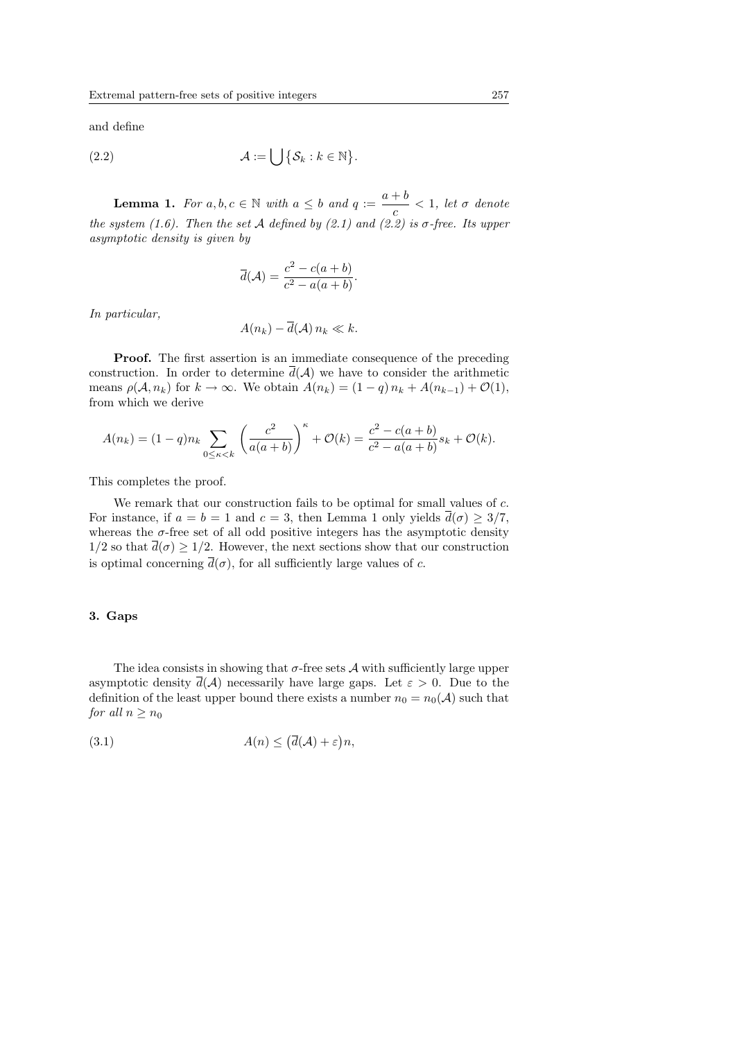and define

$$\mathcal{A} := \bigcup \{\mathcal{S}_k : k \in \mathbb{N}\}. \tag{2.2}$$

**Lemma 1.** *For $a, b, c \in \mathbb{N}$ with $a \leq b$ and $q := \dfrac{a+b}{c} < 1$, let $\sigma$ denote the system (1.6). Then the set $\mathcal{A}$ defined by (2.1) and (2.2) is $\sigma$-free. Its upper asymptotic density is given by*

$$\overline{d}(\mathcal{A}) = \frac{c^2 - c(a+b)}{c^2 - a(a+b)}.$$

*In particular,*

$$A(n_k) - \overline{d}(\mathcal{A})\, n_k \ll k.$$

**Proof.** The first assertion is an immediate consequence of the preceding construction. In order to determine $\overline{d}(\mathcal{A})$ we have to consider the arithmetic means $\rho(\mathcal{A}, n_k)$ for $k \to \infty$. We obtain $A(n_k) = (1-q)\, n_k + A(n_{k-1}) + \mathcal{O}(1)$, from which we derive

$$A(n_k) = (1-q) n_k \sum_{0 \leq \kappa < k} \left( \frac{c^2}{a(a+b)} \right)^{\kappa} + \mathcal{O}(k) = \frac{c^2 - c(a+b)}{c^2 - a(a+b)} s_k + \mathcal{O}(k).$$

This completes the proof.

We remark that our construction fails to be optimal for small values of $c$. For instance, if $a = b = 1$ and $c = 3$, then Lemma 1 only yields $\overline{d}(\sigma) \geq 3/7$, whereas the $\sigma$-free set of all odd positive integers has the asymptotic density $1/2$ so that $\overline{d}(\sigma) \geq 1/2$. However, the next sections show that our construction is optimal concerning $\overline{d}(\sigma)$, for all sufficiently large values of $c$.

## 3. Gaps

The idea consists in showing that $\sigma$-free sets $\mathcal{A}$ with sufficiently large upper asymptotic density $\overline{d}(\mathcal{A})$ necessarily have large gaps. Let $\varepsilon > 0$. Due to the definition of the least upper bound there exists a number $n_0 = n_0(\mathcal{A})$ such that *for all $n \geq n_0$*

$$A(n) \leq \big(\overline{d}(\mathcal{A}) + \varepsilon\big) n, \tag{3.1}$$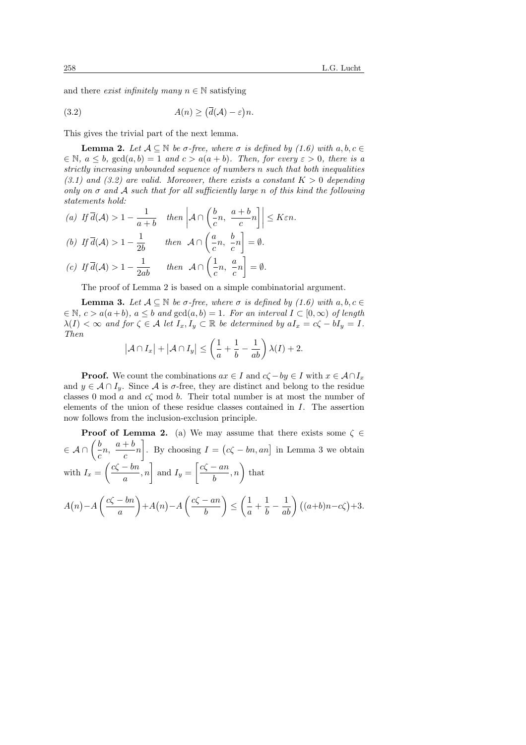and there *exist infinitely many* $n \in \mathbb{N}$ satisfying

$$A(n) \geq \big(\overline{d}(\mathcal{A}) - \varepsilon\big)n. \tag{3.2}$$

This gives the trivial part of the next lemma.

**Lemma 2.** *Let $\mathcal{A} \subseteq \mathbb{N}$ be $\sigma$-free, where $\sigma$ is defined by (1.6) with $a, b, c \in \mathbb{N}$, $a \leq b$, $\gcd(a,b) = 1$ and $c > a(a+b)$. Then, for every $\varepsilon > 0$, there is a strictly increasing unbounded sequence of numbers $n$ such that both inequalities (3.1) and (3.2) are valid. Moreover, there exists a constant $K > 0$ depending only on $\sigma$ and $\mathcal{A}$ such that for all sufficiently large $n$ of this kind the following statements hold:*

*(a) If $\overline{d}(\mathcal{A}) > 1 - \dfrac{1}{a+b}$ then $\left|\mathcal{A} \cap \left(\dfrac{b}{c}n,\ \dfrac{a+b}{c}n\right]\right| \leq K\varepsilon n$.*

*(b) If $\overline{d}(\mathcal{A}) > 1 - \dfrac{1}{2b}$ then $\mathcal{A} \cap \left(\dfrac{a}{c}n,\ \dfrac{b}{c}n\right] = \emptyset$.*

*(c) If $\overline{d}(\mathcal{A}) > 1 - \dfrac{1}{2ab}$ then $\mathcal{A} \cap \left(\dfrac{1}{c}n,\ \dfrac{a}{c}n\right] = \emptyset$.*

The proof of Lemma 2 is based on a simple combinatorial argument.

**Lemma 3.** *Let $\mathcal{A} \subseteq \mathbb{N}$ be $\sigma$-free, where $\sigma$ is defined by (1.6) with $a, b, c \in \mathbb{N}$, $c > a(a+b)$, $a \leq b$ and $\gcd(a,b) = 1$. For an interval $I \subset [0, \infty)$ of length $\lambda(I) < \infty$ and for $\zeta \in \mathcal{A}$ let $I_x, I_y \subset \mathbb{R}$ be determined by $aI_x = c\zeta - bI_y = I$. Then*

$$\big|\mathcal{A} \cap I_x\big| + \big|\mathcal{A} \cap I_y\big| \leq \left(\frac{1}{a} + \frac{1}{b} - \frac{1}{ab}\right)\lambda(I) + 2.$$

**Proof.** We count the combinations $ax \in I$ and $c\zeta - by \in I$ with $x \in \mathcal{A} \cap I_x$ and $y \in \mathcal{A} \cap I_y$. Since $\mathcal{A}$ is $\sigma$-free, they are distinct and belong to the residue classes 0 mod $a$ and $c\zeta$ mod $b$. Their total number is at most the number of elements of the union of these residue classes contained in $I$. The assertion now follows from the inclusion-exclusion principle.

**Proof of Lemma 2.** (a) We may assume that there exists some $\zeta \in \mathcal{A} \cap \left(\dfrac{b}{c}n,\ \dfrac{a+b}{c}n\right]$. By choosing $I = \big(c\zeta - bn, an\big]$ in Lemma 3 we obtain with $I_x = \left(\dfrac{c\zeta - bn}{a}, n\right]$ and $I_y = \left[\dfrac{c\zeta - an}{b}, n\right)$ that

$$A\big(n\big) - A\left(\frac{c\zeta - bn}{a}\right) + A\big(n\big) - A\left(\frac{c\zeta - an}{b}\right) \leq \left(\frac{1}{a} + \frac{1}{b} - \frac{1}{ab}\right)\big((a+b)n - c\zeta\big) + 3.$$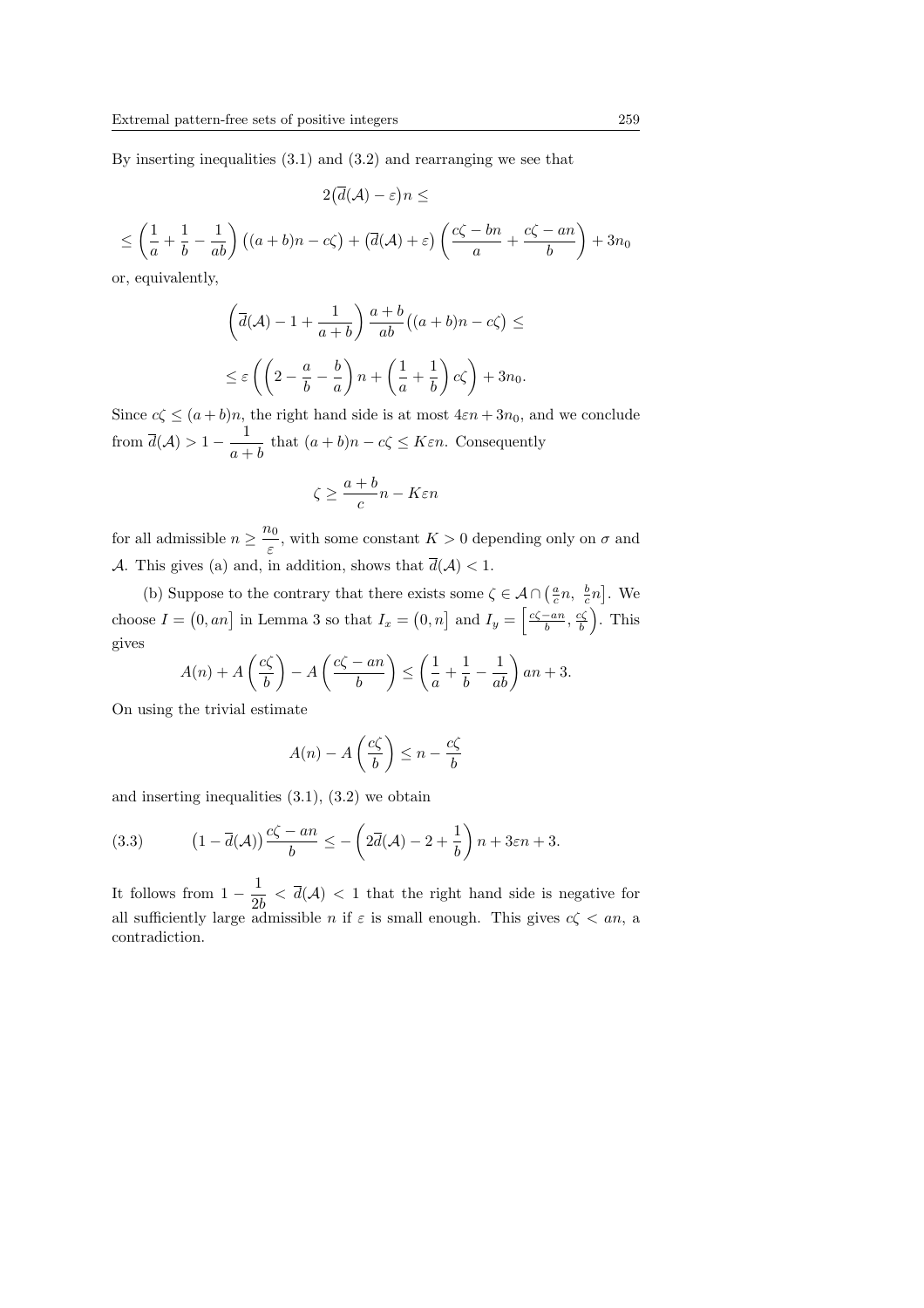By inserting inequalities (3.1) and (3.2) and rearranging we see that

$$2\big(\overline{d}(\mathcal{A}) - \varepsilon\big)n \leq$$

$$\leq \left(\frac{1}{a} + \frac{1}{b} - \frac{1}{ab}\right)\big((a+b)n - c\zeta\big) + \big(\overline{d}(\mathcal{A}) + \varepsilon\big)\left(\frac{c\zeta - bn}{a} + \frac{c\zeta - an}{b}\right) + 3n_0$$

or, equivalently,

$$\left(\overline{d}(\mathcal{A}) - 1 + \frac{1}{a+b}\right)\frac{a+b}{ab}\big((a+b)n - c\zeta\big) \leq$$

$$\leq \varepsilon\left(\left(2 - \frac{a}{b} - \frac{b}{a}\right)n + \left(\frac{1}{a} + \frac{1}{b}\right)c\zeta\right) + 3n_0.$$

Since $c\zeta \leq (a+b)n$, the right hand side is at most $4\varepsilon n + 3n_0$, and we conclude from $\overline{d}(\mathcal{A}) > 1 - \dfrac{1}{a+b}$ that $(a+b)n - c\zeta \leq K\varepsilon n$. Consequently

$$\zeta \geq \frac{a+b}{c}n - K\varepsilon n$$

for all admissible $n \geq \dfrac{n_0}{\varepsilon}$, with some constant $K > 0$ depending only on $\sigma$ and $\mathcal{A}$. This gives (a) and, in addition, shows that $\overline{d}(\mathcal{A}) < 1$.

(b) Suppose to the contrary that there exists some $\zeta \in \mathcal{A} \cap \big(\frac{a}{c}n,\ \frac{b}{c}n\big]$. We choose $I = \big(0, an\big]$ in Lemma 3 so that $I_x = \big(0, n\big]$ and $I_y = \Big[\frac{c\zeta - an}{b}, \frac{c\zeta}{b}\Big)$. This gives

$$A(n) + A\left(\frac{c\zeta}{b}\right) - A\left(\frac{c\zeta - an}{b}\right) \leq \left(\frac{1}{a} + \frac{1}{b} - \frac{1}{ab}\right)an + 3.$$

On using the trivial estimate

$$A(n) - A\left(\frac{c\zeta}{b}\right) \leq n - \frac{c\zeta}{b}$$

and inserting inequalities (3.1), (3.2) we obtain

$$\big(1 - \overline{d}(\mathcal{A})\big)\frac{c\zeta - an}{b} \leq -\left(2\overline{d}(\mathcal{A}) - 2 + \frac{1}{b}\right)n + 3\varepsilon n + 3. \tag{3.3}$$

It follows from $1 - \dfrac{1}{2b} < \overline{d}(\mathcal{A}) < 1$ that the right hand side is negative for all sufficiently large admissible $n$ if $\varepsilon$ is small enough. This gives $c\zeta < an$, a contradiction.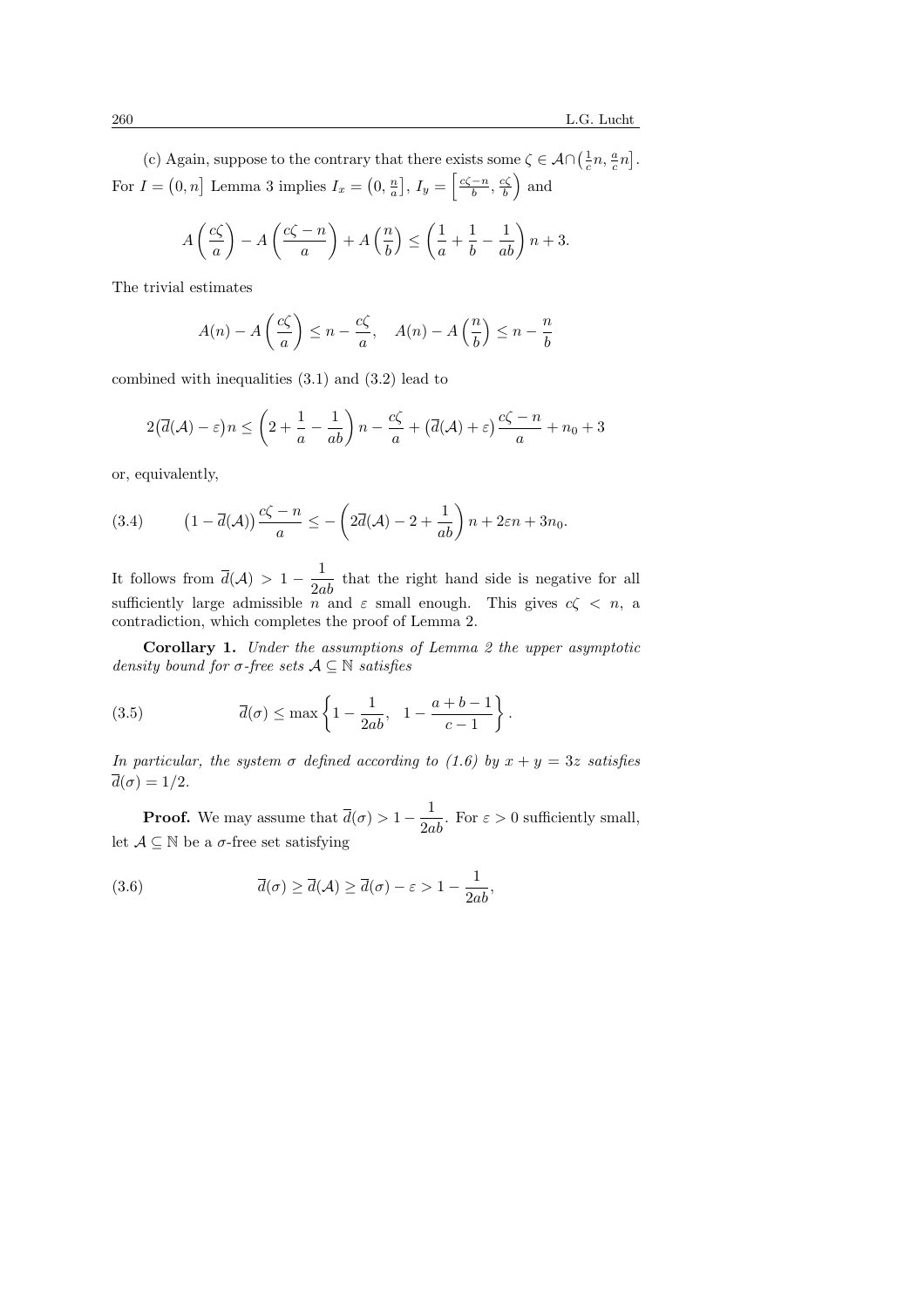(c) Again, suppose to the contrary that there exists some $\zeta \in \mathcal{A} \cap \left(\frac{1}{c}n, \frac{a}{c}n\right]$. For $I = \left(0, n\right]$ Lemma 3 implies $I_x = \left(0, \frac{n}{a}\right]$, $I_y = \left[\frac{c\zeta - n}{b}, \frac{c\zeta}{b}\right)$ and

$$A\left(\frac{c\zeta}{a}\right) - A\left(\frac{c\zeta - n}{a}\right) + A\left(\frac{n}{b}\right) \leq \left(\frac{1}{a} + \frac{1}{b} - \frac{1}{ab}\right)n + 3.$$

The trivial estimates

$$A(n) - A\left(\frac{c\zeta}{a}\right) \leq n - \frac{c\zeta}{a}, \quad A(n) - A\left(\frac{n}{b}\right) \leq n - \frac{n}{b}$$

combined with inequalities (3.1) and (3.2) lead to

$$2\big(\overline{d}(\mathcal{A}) - \varepsilon\big)n \leq \left(2 + \frac{1}{a} - \frac{1}{ab}\right)n - \frac{c\zeta}{a} + \big(\overline{d}(\mathcal{A}) + \varepsilon\big)\frac{c\zeta - n}{a} + n_0 + 3$$

or, equivalently,

$$\big(1 - \overline{d}(\mathcal{A})\big)\frac{c\zeta - n}{a} \leq -\left(2\overline{d}(\mathcal{A}) - 2 + \frac{1}{ab}\right)n + 2\varepsilon n + 3n_0. \tag{3.4}$$

It follows from $\overline{d}(\mathcal{A}) > 1 - \dfrac{1}{2ab}$ that the right hand side is negative for all sufficiently large admissible $n$ and $\varepsilon$ small enough. This gives $c\zeta < n$, a contradiction, which completes the proof of Lemma 2.

**Corollary 1.** *Under the assumptions of Lemma 2 the upper asymptotic density bound for $\sigma$-free sets $\mathcal{A} \subseteq \mathbb{N}$ satisfies*

$$\overline{d}(\sigma) \leq \max\left\{1 - \frac{1}{2ab}, \quad 1 - \frac{a+b-1}{c-1}\right\}. \tag{3.5}$$

*In particular, the system $\sigma$ defined according to (1.6) by $x + y = 3z$ satisfies $\overline{d}(\sigma) = 1/2$.*

**Proof.** We may assume that $\overline{d}(\sigma) > 1 - \dfrac{1}{2ab}$. For $\varepsilon > 0$ sufficiently small, let $\mathcal{A} \subseteq \mathbb{N}$ be a $\sigma$-free set satisfying

$$\overline{d}(\sigma) \geq \overline{d}(\mathcal{A}) \geq \overline{d}(\sigma) - \varepsilon > 1 - \frac{1}{2ab}, \tag{3.6}$$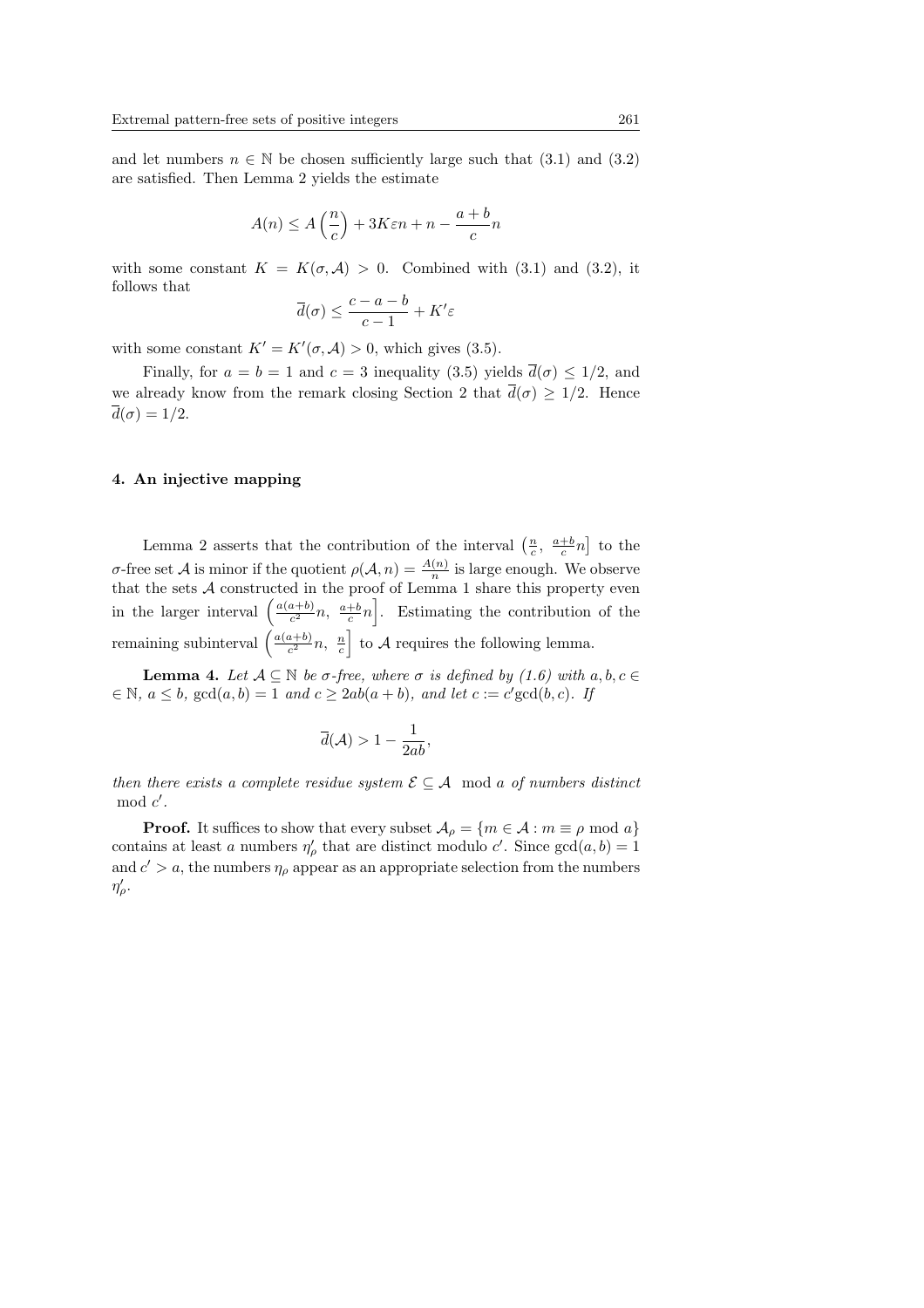and let numbers $n \in \mathbb{N}$ be chosen sufficiently large such that (3.1) and (3.2) are satisfied. Then Lemma 2 yields the estimate

$$A(n) \leq A\left(\frac{n}{c}\right) + 3K\varepsilon n + n - \frac{a+b}{c}n$$

with some constant $K = K(\sigma, \mathcal{A}) > 0$. Combined with (3.1) and (3.2), it follows that

$$\overline{d}(\sigma) \leq \frac{c-a-b}{c-1} + K'\varepsilon$$

with some constant $K' = K'(\sigma, \mathcal{A}) > 0$, which gives (3.5).

Finally, for $a = b = 1$ and $c = 3$ inequality (3.5) yields $\overline{d}(\sigma) \leq 1/2$, and we already know from the remark closing Section 2 that $\overline{d}(\sigma) \geq 1/2$. Hence $\overline{d}(\sigma) = 1/2$.

## 4. An injective mapping

Lemma 2 asserts that the contribution of the interval $\left(\frac{n}{c},\ \frac{a+b}{c}n\right]$ to the $\sigma$-free set $\mathcal{A}$ is minor if the quotient $\rho(\mathcal{A}, n) = \frac{A(n)}{n}$ is large enough. We observe that the sets $\mathcal{A}$ constructed in the proof of Lemma 1 share this property even in the larger interval $\left(\frac{a(a+b)}{c^2}n,\ \frac{a+b}{c}n\right]$. Estimating the contribution of the remaining subinterval $\left(\frac{a(a+b)}{c^2}n,\ \frac{n}{c}\right]$ to $\mathcal{A}$ requires the following lemma.

**Lemma 4.** *Let $\mathcal{A} \subseteq \mathbb{N}$ be $\sigma$-free, where $\sigma$ is defined by (1.6) with $a, b, c \in \mathbb{N}$, $a \leq b$, $\gcd(a,b) = 1$ and $c \geq 2ab(a+b)$, and let $c := c'\gcd(b,c)$. If*

$$\overline{d}(\mathcal{A}) > 1 - \frac{1}{2ab},$$

*then there exists a complete residue system $\mathcal{E} \subseteq \mathcal{A} \mod a$ of numbers distinct $\mod c'$.*

**Proof.** It suffices to show that every subset $\mathcal{A}_\rho = \{m \in \mathcal{A} : m \equiv \rho \mod a\}$ contains at least $a$ numbers $\eta'_\rho$ that are distinct modulo $c'$. Since $\gcd(a,b) = 1$ and $c' > a$, the numbers $\eta_\rho$ appear as an appropriate selection from the numbers $\eta'_\rho$.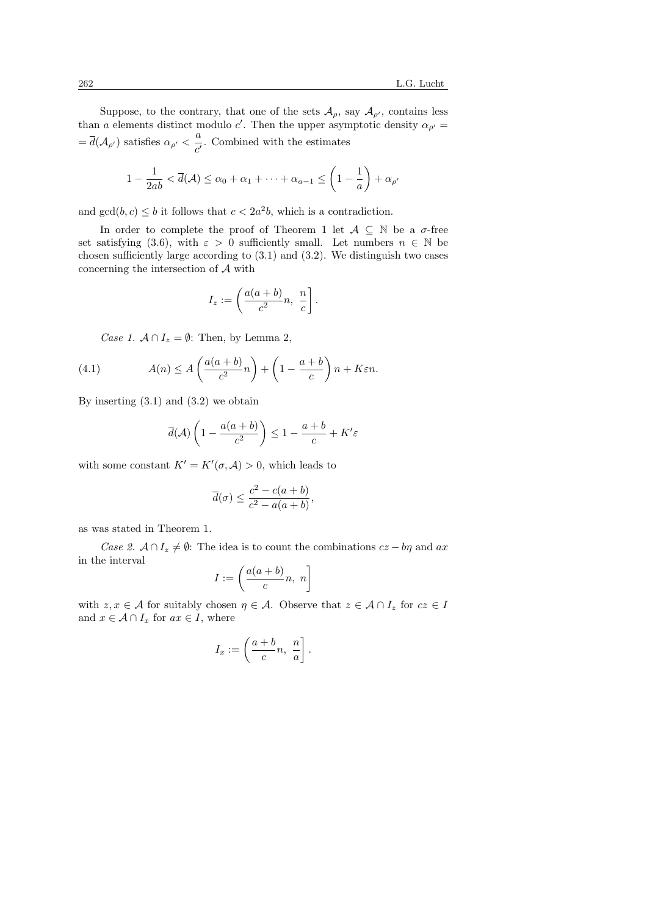Suppose, to the contrary, that one of the sets $\mathcal{A}_\rho$, say $\mathcal{A}_{\rho'}$, contains less than $a$ elements distinct modulo $c'$. Then the upper asymptotic density $\alpha_{\rho'} = \overline{d}(\mathcal{A}_{\rho'})$ satisfies $\alpha_{\rho'} < \dfrac{a}{c'}$. Combined with the estimates

$$1 - \frac{1}{2ab} < \overline{d}(\mathcal{A}) \leq \alpha_0 + \alpha_1 + \cdots + \alpha_{a-1} \leq \left(1 - \frac{1}{a}\right) + \alpha_{\rho'}$$

and $\gcd(b, c) \leq b$ it follows that $c < 2a^2 b$, which is a contradiction.

In order to complete the proof of Theorem 1 let $\mathcal{A} \subseteq \mathbb{N}$ be a $\sigma$-free set satisfying (3.6), with $\varepsilon > 0$ sufficiently small. Let numbers $n \in \mathbb{N}$ be chosen sufficiently large according to (3.1) and (3.2). We distinguish two cases concerning the intersection of $\mathcal{A}$ with

$$I_z := \left(\frac{a(a+b)}{c^2} n,\ \frac{n}{c}\right].$$

*Case 1.* $\mathcal{A} \cap I_z = \emptyset$: Then, by Lemma 2,

$$A(n) \leq A\left(\frac{a(a+b)}{c^2} n\right) + \left(1 - \frac{a+b}{c}\right) n + K\varepsilon n. \tag{4.1}$$

By inserting (3.1) and (3.2) we obtain

$$\overline{d}(\mathcal{A}) \left(1 - \frac{a(a+b)}{c^2}\right) \leq 1 - \frac{a+b}{c} + K'\varepsilon$$

with some constant $K' = K'(\sigma, \mathcal{A}) > 0$, which leads to

$$\overline{d}(\sigma) \leq \frac{c^2 - c(a+b)}{c^2 - a(a+b)},$$

as was stated in Theorem 1.

*Case 2.* $\mathcal{A} \cap I_z \neq \emptyset$: The idea is to count the combinations $cz - b\eta$ and $ax$ in the interval

$$I := \left(\frac{a(a+b)}{c} n,\ n\right]$$

with $z, x \in \mathcal{A}$ for suitably chosen $\eta \in \mathcal{A}$. Observe that $z \in \mathcal{A} \cap I_z$ for $cz \in I$ and $x \in \mathcal{A} \cap I_x$ for $ax \in I$, where

$$I_x := \left(\frac{a+b}{c} n,\ \frac{n}{a}\right].$$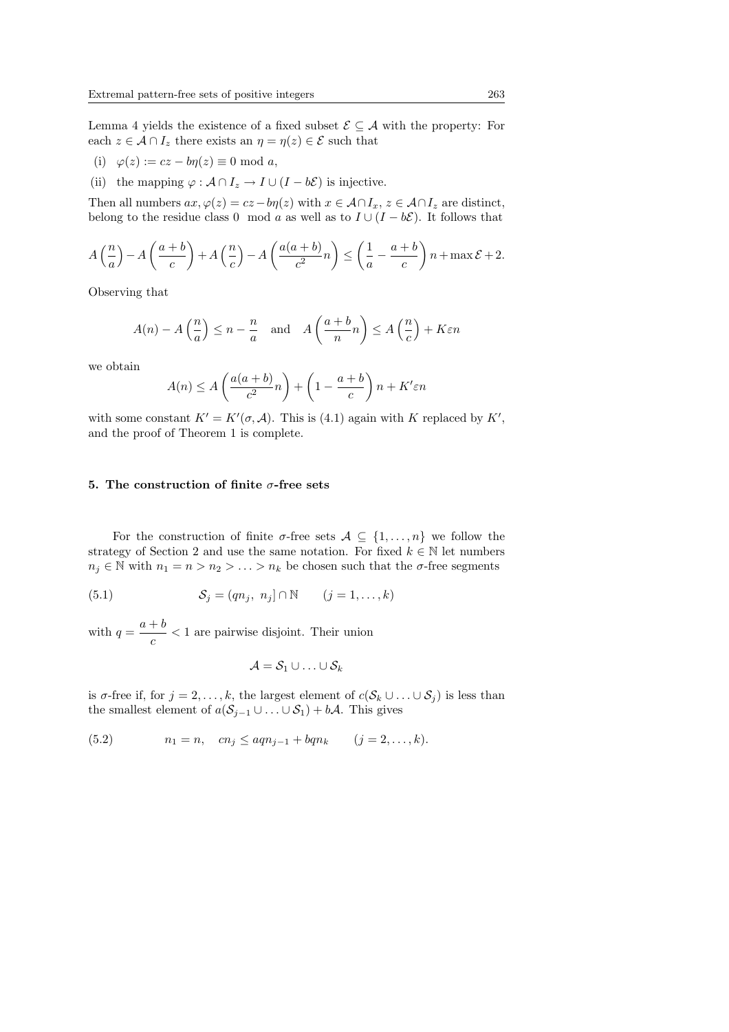Lemma 4 yields the existence of a fixed subset $\mathcal{E} \subseteq \mathcal{A}$ with the property: For each $z \in \mathcal{A} \cap I_z$ there exists an $\eta = \eta(z) \in \mathcal{E}$ such that

(i) $\varphi(z) := cz - b\eta(z) \equiv 0 \bmod a$,

(ii) the mapping $\varphi : \mathcal{A} \cap I_z \to I \cup (I - b\mathcal{E})$ is injective.

Then all numbers $ax, \varphi(z) = cz - b\eta(z)$ with $x \in \mathcal{A} \cap I_x$, $z \in \mathcal{A} \cap I_z$ are distinct, belong to the residue class $0 \mod a$ as well as to $I \cup (I - b\mathcal{E})$. It follows that

$$A\left(\frac{n}{a}\right) - A\left(\frac{a+b}{c}\right) + A\left(\frac{n}{c}\right) - A\left(\frac{a(a+b)}{c^2}n\right) \leq \left(\frac{1}{a} - \frac{a+b}{c}\right)n + \max \mathcal{E} + 2.$$

Observing that

$$A(n) - A\left(\frac{n}{a}\right) \leq n - \frac{n}{a} \quad \text{and} \quad A\left(\frac{a+b}{n}n\right) \leq A\left(\frac{n}{c}\right) + K\varepsilon n$$

we obtain

$$A(n) \leq A\left(\frac{a(a+b)}{c^2}n\right) + \left(1 - \frac{a+b}{c}\right)n + K'\varepsilon n$$

with some constant $K' = K'(\sigma, \mathcal{A})$. This is (4.1) again with $K$ replaced by $K'$, and the proof of Theorem 1 is complete.

## 5. The construction of finite $\sigma$-free sets

For the construction of finite $\sigma$-free sets $\mathcal{A} \subseteq \{1, \ldots, n\}$ we follow the strategy of Section 2 and use the same notation. For fixed $k \in \mathbb{N}$ let numbers $n_j \in \mathbb{N}$ with $n_1 = n > n_2 > \ldots > n_k$ be chosen such that the $\sigma$-free segments

$$\mathcal{S}_j = (qn_j,\ n_j] \cap \mathbb{N} \qquad (j = 1, \ldots, k) \tag{5.1}$$

with $q = \dfrac{a+b}{c} < 1$ are pairwise disjoint. Their union

$$\mathcal{A} = \mathcal{S}_1 \cup \ldots \cup \mathcal{S}_k$$

is $\sigma$-free if, for $j = 2, \ldots, k$, the largest element of $c(\mathcal{S}_k \cup \ldots \cup \mathcal{S}_j)$ is less than the smallest element of $a(\mathcal{S}_{j-1} \cup \ldots \cup \mathcal{S}_1) + b\mathcal{A}$. This gives

$$n_1 = n, \quad cn_j \leq aqn_{j-1} + bqn_k \qquad (j = 2, \ldots, k). \tag{5.2}$$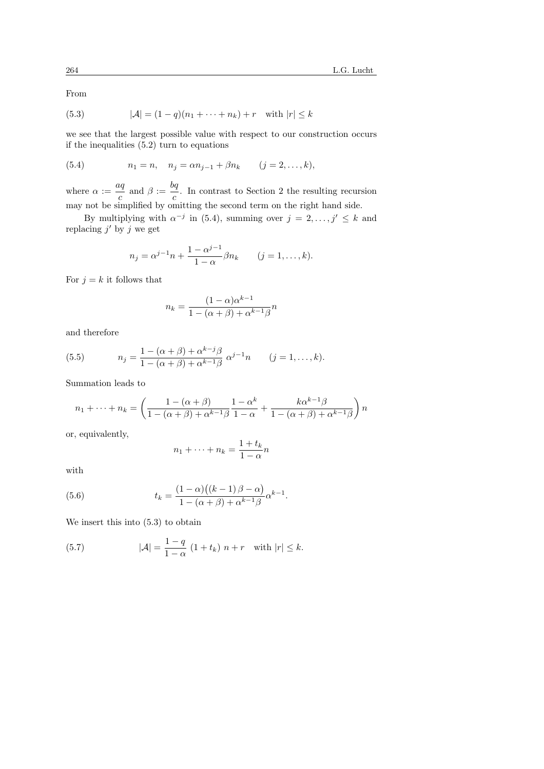From

$$
|\mathcal{A}| = (1-q)(n_1 + \cdots + n_k) + r \quad \text{with } |r| \le k \tag{5.3}
$$

we see that the largest possible value with respect to our construction occurs if the inequalities (5.2) turn to equations

$$
n_1 = n, \quad n_j = \alpha n_{j-1} + \beta n_k \qquad (j = 2, \ldots, k), \tag{5.4}
$$

where $\alpha := \dfrac{aq}{c}$ and $\beta := \dfrac{bq}{c}$. In contrast to Section 2 the resulting recursion may not be simplified by omitting the second term on the right hand side.

By multiplying with $\alpha^{-j}$ in (5.4), summing over $j = 2, \ldots, j' \le k$ and replacing $j'$ by $j$ we get

$$
n_j = \alpha^{j-1} n + \frac{1-\alpha^{j-1}}{1-\alpha} \beta n_k \qquad (j = 1, \ldots, k).
$$

For $j = k$ it follows that

$$
n_k = \frac{(1-\alpha)\alpha^{k-1}}{1-(\alpha+\beta)+\alpha^{k-1}\beta} n
$$

and therefore

$$
n_j = \frac{1-(\alpha+\beta)+\alpha^{k-j}\beta}{1-(\alpha+\beta)+\alpha^{k-1}\beta} \, \alpha^{j-1} n \qquad (j = 1, \ldots, k). \tag{5.5}
$$

Summation leads to

$$
n_1 + \cdots + n_k = \left( \frac{1-(\alpha+\beta)}{1-(\alpha+\beta)+\alpha^{k-1}\beta} \frac{1-\alpha^k}{1-\alpha} + \frac{k\alpha^{k-1}\beta}{1-(\alpha+\beta)+\alpha^{k-1}\beta} \right) n
$$

or, equivalently,

$$
n_1 + \cdots + n_k = \frac{1+t_k}{1-\alpha} n
$$

with

$$
t_k = \frac{(1-\alpha)\big((k-1)\,\beta - \alpha\big)}{1-(\alpha+\beta)+\alpha^{k-1}\beta} \alpha^{k-1}. \tag{5.6}
$$

We insert this into (5.3) to obtain

$$
|\mathcal{A}| = \frac{1-q}{1-\alpha} \, (1+t_k) \, n + r \quad \text{with } |r| \le k. \tag{5.7}
$$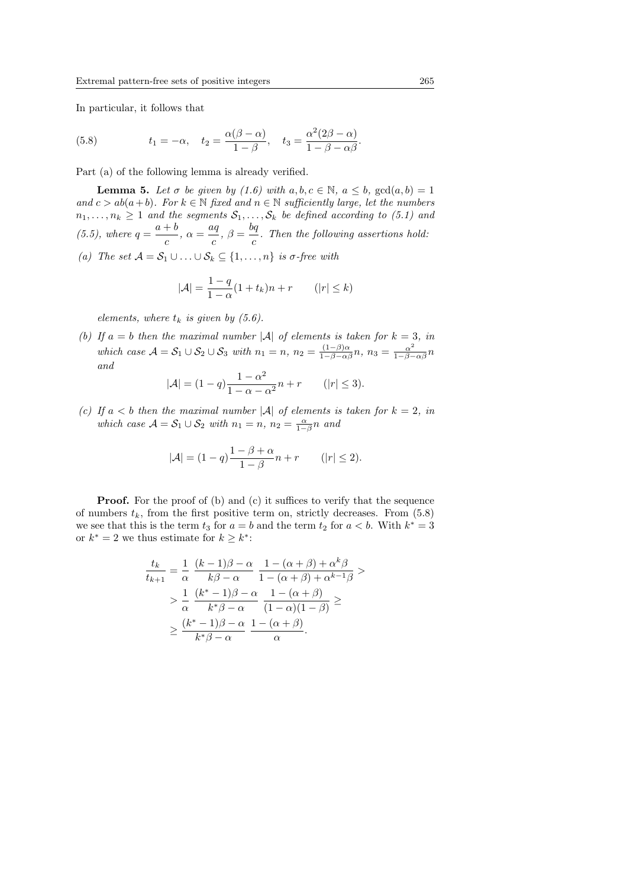In particular, it follows that

$$t_1 = -\alpha, \quad t_2 = \frac{\alpha(\beta-\alpha)}{1-\beta}, \quad t_3 = \frac{\alpha^2(2\beta-\alpha)}{1-\beta-\alpha\beta}. \tag{5.8}$$

Part (a) of the following lemma is already verified.

**Lemma 5.** *Let $\sigma$ be given by (1.6) with $a, b, c \in \mathbb{N}$, $a \le b$, $\gcd(a,b) = 1$ and $c > ab(a+b)$. For $k \in \mathbb{N}$ fixed and $n \in \mathbb{N}$ sufficiently large, let the numbers $n_1, \ldots, n_k \ge 1$ and the segments $\mathcal{S}_1, \ldots, \mathcal{S}_k$ be defined according to (5.1) and (5.5), where $q = \dfrac{a+b}{c}$, $\alpha = \dfrac{aq}{c}$, $\beta = \dfrac{bq}{c}$. Then the following assertions hold:*

*(a) The set $\mathcal{A} = \mathcal{S}_1 \cup \ldots \cup \mathcal{S}_k \subseteq \{1, \ldots, n\}$ is $\sigma$-free with*

$$|\mathcal{A}| = \frac{1-q}{1-\alpha}(1+t_k)n + r \qquad (|r| \le k)$$

*elements, where $t_k$ is given by (5.6).*

*(b) If $a = b$ then the maximal number $|\mathcal{A}|$ of elements is taken for $k = 3$, in which case $\mathcal{A} = \mathcal{S}_1 \cup \mathcal{S}_2 \cup \mathcal{S}_3$ with $n_1 = n$, $n_2 = \frac{(1-\beta)\alpha}{1-\beta-\alpha\beta}n$, $n_3 = \frac{\alpha^2}{1-\beta-\alpha\beta}n$ and*

$$|\mathcal{A}| = (1-q)\frac{1-\alpha^2}{1-\alpha-\alpha^2}n + r \qquad (|r| \le 3).$$

*(c) If $a < b$ then the maximal number $|\mathcal{A}|$ of elements is taken for $k = 2$, in which case $\mathcal{A} = \mathcal{S}_1 \cup \mathcal{S}_2$ with $n_1 = n$, $n_2 = \frac{\alpha}{1-\beta}n$ and*

$$|\mathcal{A}| = (1-q)\frac{1-\beta+\alpha}{1-\beta}n + r \qquad (|r| \le 2).$$

**Proof.** For the proof of (b) and (c) it suffices to verify that the sequence of numbers $t_k$, from the first positive term on, strictly decreases. From (5.8) we see that this is the term $t_3$ for $a = b$ and the term $t_2$ for $a < b$. With $k^* = 3$ or $k^* = 2$ we thus estimate for $k \ge k^*$:

$$\begin{aligned}
\frac{t_k}{t_{k+1}} &= \frac{1}{\alpha}\ \frac{(k-1)\beta-\alpha}{k\beta-\alpha}\ \frac{1-(\alpha+\beta)+\alpha^k\beta}{1-(\alpha+\beta)+\alpha^{k-1}\beta} > \\
&> \frac{1}{\alpha}\ \frac{(k^*-1)\beta-\alpha}{k^*\beta-\alpha}\ \frac{1-(\alpha+\beta)}{(1-\alpha)(1-\beta)} \ge \\
&\ge \frac{(k^*-1)\beta-\alpha}{k^*\beta-\alpha}\ \frac{1-(\alpha+\beta)}{\alpha}.
\end{aligned}$$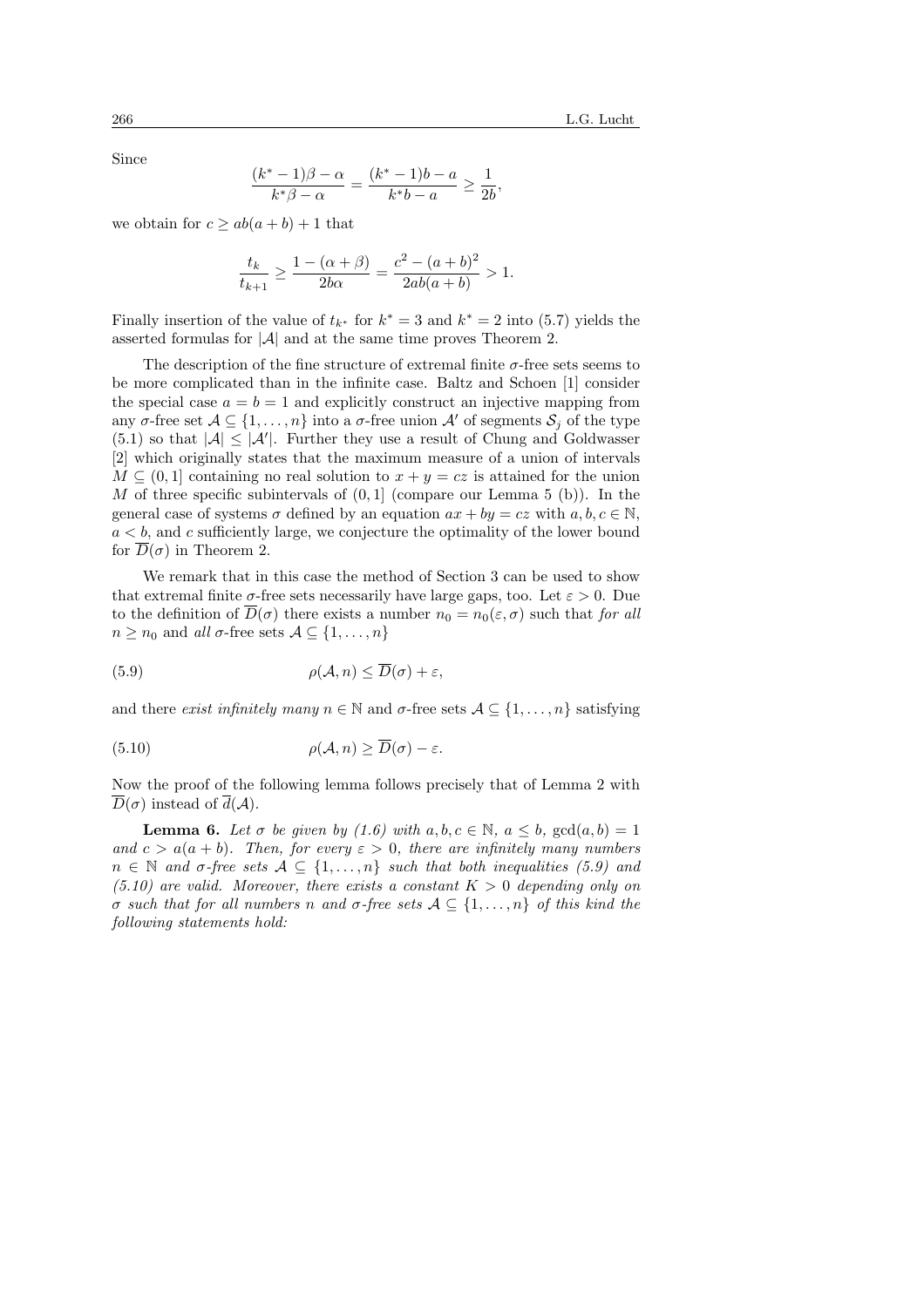Since

$$\frac{(k^*-1)\beta-\alpha}{k^*\beta-\alpha}=\frac{(k^*-1)b-a}{k^*b-a}\geq\frac{1}{2b},$$

we obtain for $c \geq ab(a+b)+1$ that

$$\frac{t_k}{t_{k+1}}\geq\frac{1-(\alpha+\beta)}{2b\alpha}=\frac{c^2-(a+b)^2}{2ab(a+b)}>1.$$

Finally insertion of the value of $t_{k^*}$ for $k^*=3$ and $k^*=2$ into (5.7) yields the asserted formulas for $|\mathcal{A}|$ and at the same time proves Theorem 2.

The description of the fine structure of extremal finite $\sigma$-free sets seems to be more complicated than in the infinite case. Baltz and Schoen [1] consider the special case $a=b=1$ and explicitly construct an injective mapping from any $\sigma$-free set $\mathcal{A}\subseteq\{1,\dots,n\}$ into a $\sigma$-free union $\mathcal{A}'$ of segments $\mathcal{S}_j$ of the type (5.1) so that $|\mathcal{A}|\leq|\mathcal{A}'|$. Further they use a result of Chung and Goldwasser [2] which originally states that the maximum measure of a union of intervals $M\subseteq(0,1]$ containing no real solution to $x+y=cz$ is attained for the union $M$ of three specific subintervals of $(0,1]$ (compare our Lemma 5 (b)). In the general case of systems $\sigma$ defined by an equation $ax+by=cz$ with $a,b,c\in\mathbb{N}$, $a<b$, and $c$ sufficiently large, we conjecture the optimality of the lower bound for $\overline{D}(\sigma)$ in Theorem 2.

We remark that in this case the method of Section 3 can be used to show that extremal finite $\sigma$-free sets necessarily have large gaps, too. Let $\varepsilon>0$. Due to the definition of $\overline{D}(\sigma)$ there exists a number $n_0=n_0(\varepsilon,\sigma)$ such that *for all* $n\geq n_0$ and *all* $\sigma$-free sets $\mathcal{A}\subseteq\{1,\dots,n\}$

$$\rho(\mathcal{A},n)\leq\overline{D}(\sigma)+\varepsilon, \tag{5.9}$$

and there *exist infinitely many* $n\in\mathbb{N}$ and $\sigma$-free sets $\mathcal{A}\subseteq\{1,\dots,n\}$ satisfying

$$\rho(\mathcal{A},n)\geq\overline{D}(\sigma)-\varepsilon. \tag{5.10}$$

Now the proof of the following lemma follows precisely that of Lemma 2 with $\overline{D}(\sigma)$ instead of $\overline{d}(\mathcal{A})$.

**Lemma 6.** *Let $\sigma$ be given by (1.6) with $a,b,c\in\mathbb{N}$, $a\leq b$, $\gcd(a,b)=1$ and $c>a(a+b)$. Then, for every $\varepsilon>0$, there are infinitely many numbers $n\in\mathbb{N}$ and $\sigma$-free sets $\mathcal{A}\subseteq\{1,\dots,n\}$ such that both inequalities (5.9) and (5.10) are valid. Moreover, there exists a constant $K>0$ depending only on $\sigma$ such that for all numbers $n$ and $\sigma$-free sets $\mathcal{A}\subseteq\{1,\dots,n\}$ of this kind the following statements hold:*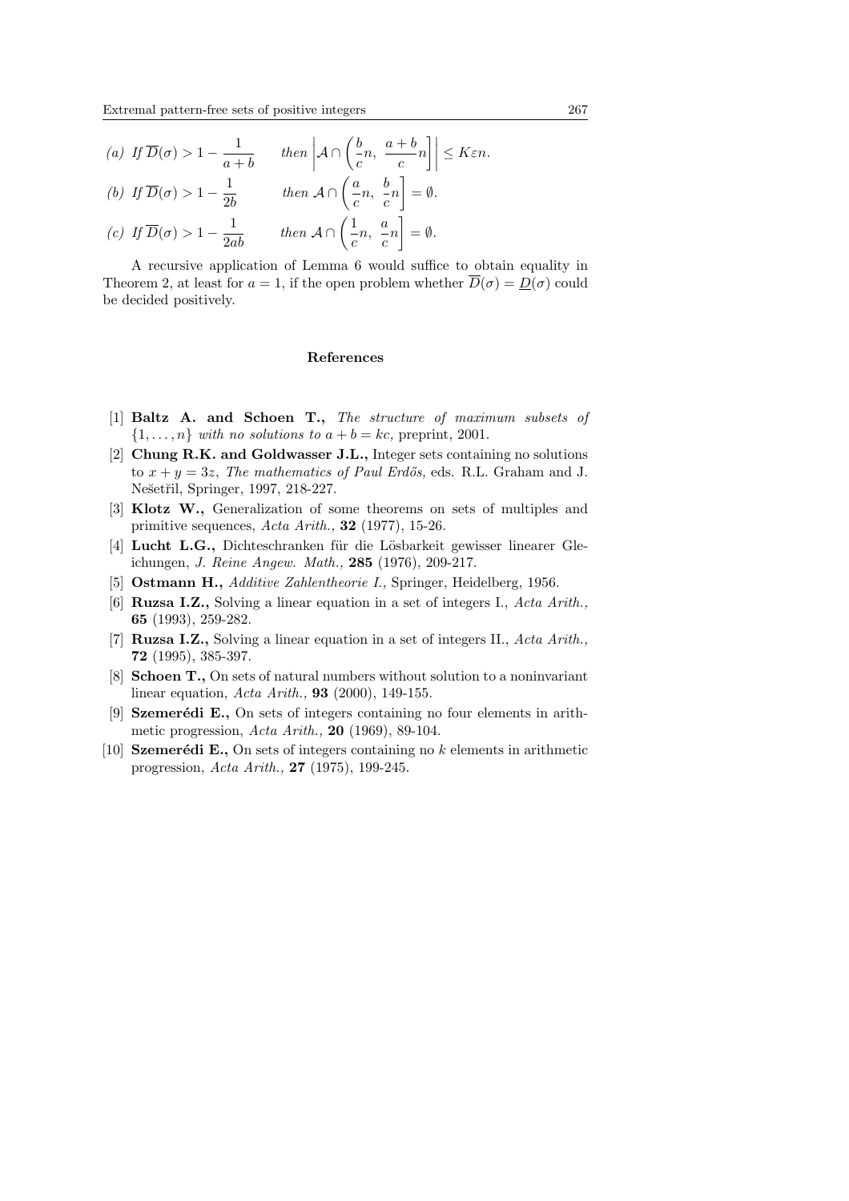*(a)* If $\overline{D}(\sigma) > 1 - \dfrac{1}{a+b}$ then $\left| \mathcal{A} \cap \left( \dfrac{b}{c}n,\ \dfrac{a+b}{c}n \right] \right| \le K\varepsilon n.$

*(b)* If $\overline{D}(\sigma) > 1 - \dfrac{1}{2b}$ then $\mathcal{A} \cap \left( \dfrac{a}{c}n,\ \dfrac{b}{c}n \right] = \emptyset.$

*(c)* If $\overline{D}(\sigma) > 1 - \dfrac{1}{2ab}$ then $\mathcal{A} \cap \left( \dfrac{1}{c}n,\ \dfrac{a}{c}n \right] = \emptyset.$

A recursive application of Lemma 6 would suffice to obtain equality in Theorem 2, at least for $a = 1$, if the open problem whether $\overline{D}(\sigma) = \underline{D}(\sigma)$ could be decided positively.

## References

[1] **Baltz A. and Schoen T.,** *The structure of maximum subsets of* $\{1, \ldots, n\}$ *with no solutions to* $a + b = kc$, preprint, 2001.

[2] **Chung R.K. and Goldwasser J.L.,** Integer sets containing no solutions to $x + y = 3z$, *The mathematics of Paul Erdős,* eds. R.L. Graham and J. Nešetřil, Springer, 1997, 218-227.

[3] **Klotz W.,** Generalization of some theorems on sets of multiples and primitive sequences, *Acta Arith.,* **32** (1977), 15-26.

[4] **Lucht L.G.,** Dichteschranken für die Lösbarkeit gewisser linearer Gleichungen, *J. Reine Angew. Math.,* **285** (1976), 209-217.

[5] **Ostmann H.,** *Additive Zahlentheorie I.,* Springer, Heidelberg, 1956.

[6] **Ruzsa I.Z.,** Solving a linear equation in a set of integers I., *Acta Arith.,* **65** (1993), 259-282.

[7] **Ruzsa I.Z.,** Solving a linear equation in a set of integers II., *Acta Arith.,* **72** (1995), 385-397.

[8] **Schoen T.,** On sets of natural numbers without solution to a noninvariant linear equation, *Acta Arith.,* **93** (2000), 149-155.

[9] **Szemerédi E.,** On sets of integers containing no four elements in arithmetic progression, *Acta Arith.,* **20** (1969), 89-104.

[10] **Szemerédi E.,** On sets of integers containing no $k$ elements in arithmetic progression, *Acta Arith.,* **27** (1975), 199-245.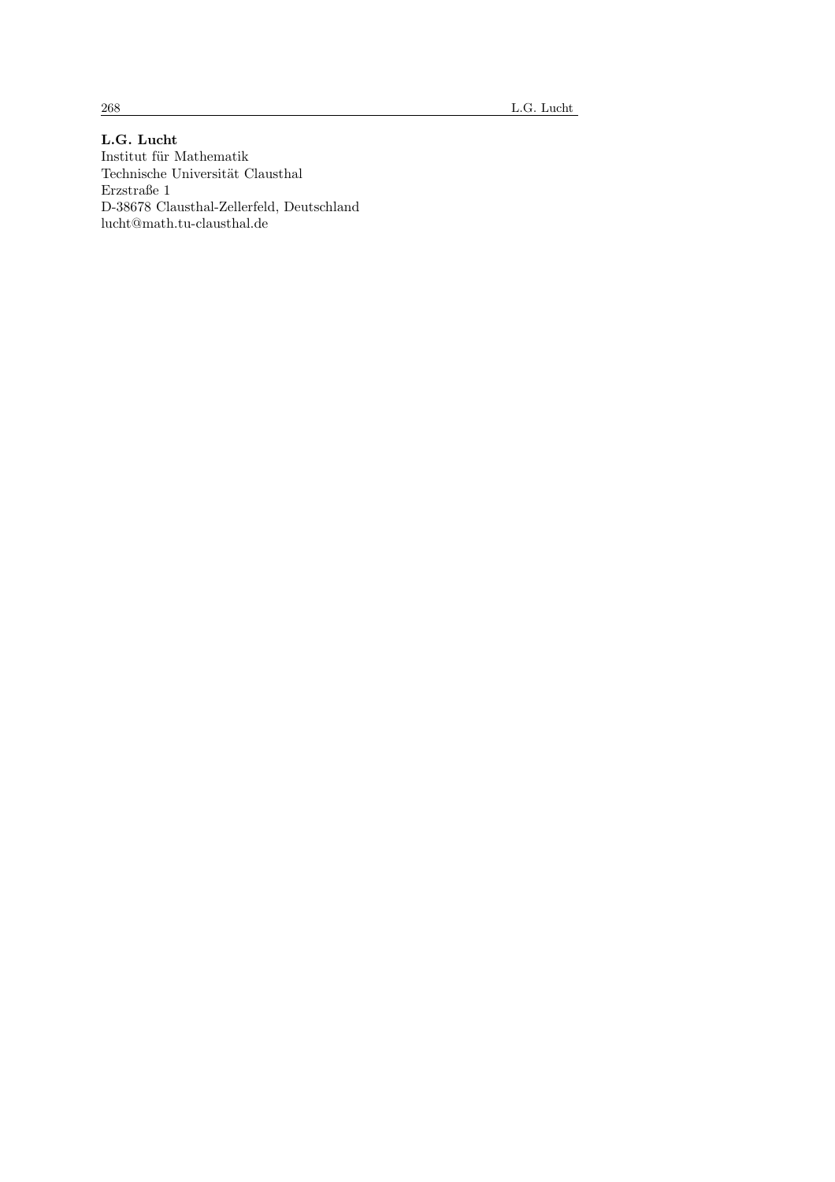**L.G. Lucht**
Institut für Mathematik
Technische Universität Clausthal
Erzstraße 1
D-38678 Clausthal-Zellerfeld, Deutschland
lucht@math.tu-clausthal.de